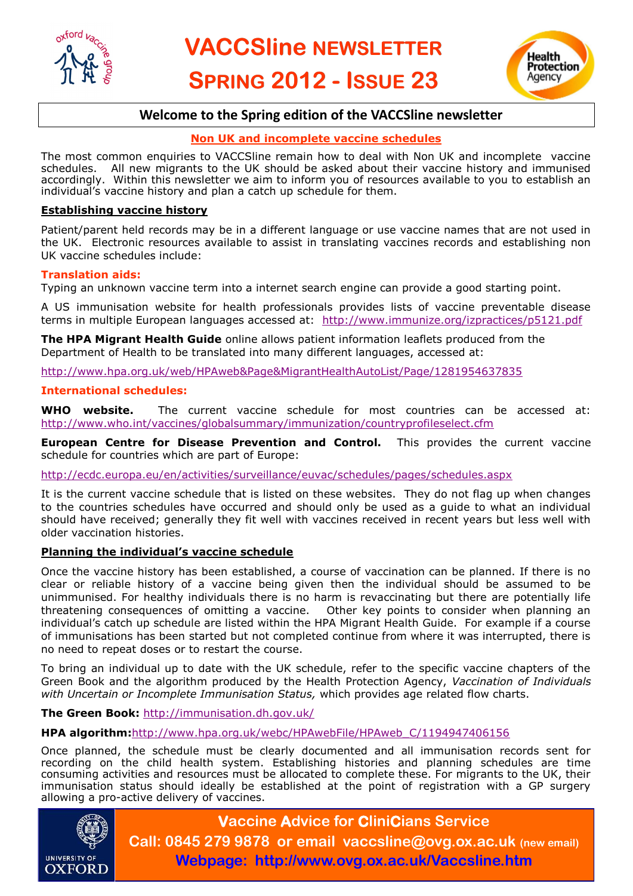# VACCSline NEWSLETTER

# SPRING 2012 - ISSUE 23

## Welcome to the Spring edition of the VACCSline newsletter

### Non UK and incomplete vaccine schedules

The most common enquiries to VACCSline remain how to deal with Non UK and incomplete vaccine schedules. All new migrants to the UK should be asked about their vaccine history and immunised accordingly. Within this newsletter we aim to inform you of resources available to you to establish an individual's vaccine history and plan a catch up schedule for them.

### Establishing vaccine history

Patient/parent held records may be in a different language or use vaccine names that are not used in the UK. Electronic resources available to assist in translating vaccines records and establishing non UK vaccine schedules include:

**Translation aids:**

Typing an unknown vaccine term into a internet search engine can provide a good starting point.

A US immunisation website for health professionals provides lists of vaccine preventable disease terms in multiple European languages accessed at: http://www.immunize.org/izpractices/p5121.pdf

**The HPA Migrant Health Guide** online allows patient information leaflets produced from the Department of Health to be translated into many different languages, accessed at:

http://www.hpa.org.uk/web/HPAweb&Page&MigrantHealthAutoList/Page/1281954637835

**International schedules:**

**WHO website.** The current vaccine schedule for most countries can be accessed at: http://www.who.int/vaccines/globalsummary/immunization/countryprofileselect.cfm

**European Centre for Disease Prevention and Control.** This provides the current vaccine schedule for countries which are part of Europe:

http://ecdc.europa.eu/en/activities/surveillance/euvac/schedules/pages/schedules.aspx

It is the current vaccine schedule that is listed on these websites. They do not flag up when changes to the countries schedules have occurred and should only be used as a guide to what an individual should have received; generally they fit well with vaccines received in recent years but less well with older vaccination histories.

### Planning the individual's vaccine schedule

Once the vaccine history has been established, a course of vaccination can be planned. If there is no clear or reliable history of a vaccine being given then the individual should be assumed to be unimmunised. For healthy individuals there is no harm is revaccinating but there are potentially life threatening consequences of omitting a vaccine. Other key points to consider when planning an individual's catch up schedule are listed within the HPA Migrant Health Guide. For example if a course of immunisations has been started but not completed continue from where it was interrupted, there is no need to repeat doses or to restart the course.

To bring an individual up to date with the UK schedule, refer to the specific vaccine chapters of the Green Book and the algorithm produced by the Health Protection Agency, *Vaccination of Individuals with Uncertain or Incomplete Immunisation Status,* which provides age related flow charts.

**The Green Book:** http://immunisation.dh.gov.uk/

**HPA algorithm:** http://www.hpa.org.uk/webc/HPAwebFile/HPAweb_C/1194947406156

Once planned, the schedule must be clearly documented and all immunisation records sent for recording on the child health system. Establishing histories and planning schedules are time consuming activities and resources must be allocated to complete these. For migrants to the UK, their immunisation status should ideally be established at the point of registration with a GP surgery allowing a pro-active delivery of vaccines.

**Vaccine Advice for CliniCians Service**
**Call: 0845 279 9878 or email vaccsline@ovg.ox.ac.uk** (new email)
**Webpage: http://www.ovg.ox.ac.uk/Vaccsline.htm**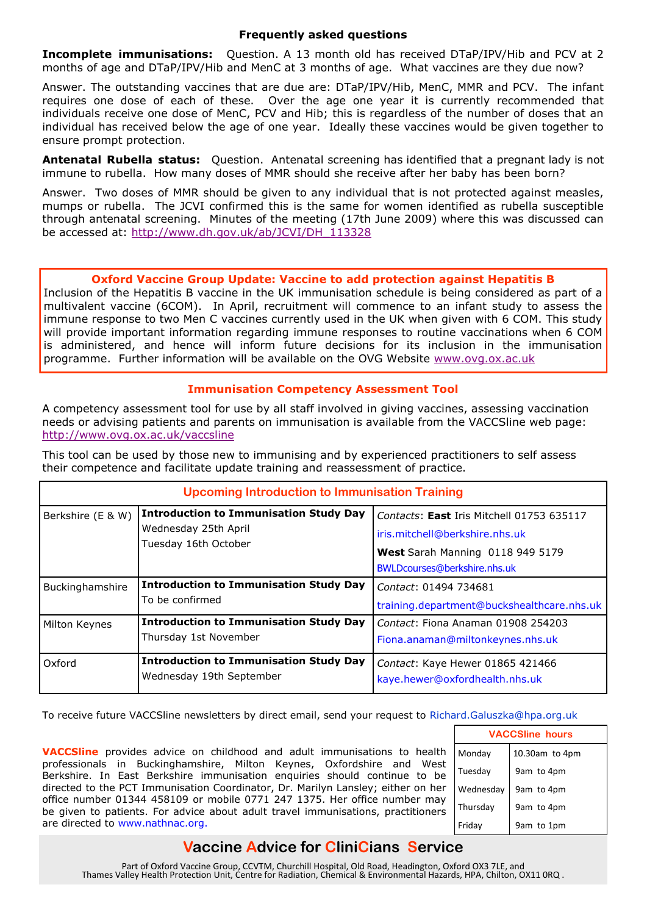## Frequently asked questions

**Incomplete immunisations:** Question. A 13 month old has received DTaP/IPV/Hib and PCV at 2 months of age and DTaP/IPV/Hib and MenC at 3 months of age. What vaccines are they due now?

Answer. The outstanding vaccines that are due are: DTaP/IPV/Hib, MenC, MMR and PCV. The infant requires one dose of each of these. Over the age one year it is currently recommended that individuals receive one dose of MenC, PCV and Hib; this is regardless of the number of doses that an individual has received below the age of one year. Ideally these vaccines would be given together to ensure prompt protection.

**Antenatal Rubella status:** Question. Antenatal screening has identified that a pregnant lady is not immune to rubella. How many doses of MMR should she receive after her baby has been born?

Answer. Two doses of MMR should be given to any individual that is not protected against measles, mumps or rubella. The JCVI confirmed this is the same for women identified as rubella susceptible through antenatal screening. Minutes of the meeting (17th June 2009) where this was discussed can be accessed at: http://www.dh.gov.uk/ab/JCVI/DH_113328

## Oxford Vaccine Group Update: Vaccine to add protection against Hepatitis B

Inclusion of the Hepatitis B vaccine in the UK immunisation schedule is being considered as part of a multivalent vaccine (6COM). In April, recruitment will commence to an infant study to assess the immune response to two Men C vaccines currently used in the UK when given with 6 COM. This study will provide important information regarding immune responses to routine vaccinations when 6 COM is administered, and hence will inform future decisions for its inclusion in the immunisation programme. Further information will be available on the OVG Website www.ovg.ox.ac.uk

## Immunisation Competency Assessment Tool

A competency assessment tool for use by all staff involved in giving vaccines, assessing vaccination needs or advising patients and parents on immunisation is available from the VACCSline web page: http://www.ovg.ox.ac.uk/vaccsline

This tool can be used by those new to immunising and by experienced practitioners to self assess their competence and facilitate update training and reassessment of practice.

**Upcoming Introduction to Immunisation Training**

| | | |
|---|---|---|
| Berkshire (E & W) | **Introduction to Immunisation Study Day**<br>Wednesday 25th April<br>Tuesday 16th October | *Contacts*: **East** Iris Mitchell 01753 635117<br>iris.mitchell@berkshire.nhs.uk<br>**West** Sarah Manning 0118 949 5179<br>BWLDcourses@berkshire.nhs.uk |
| Buckinghamshire | **Introduction to Immunisation Study Day**<br>To be confirmed | *Contact*: 01494 734681<br>training.department@buckshealthcare.nhs.uk |
| Milton Keynes | **Introduction to Immunisation Study Day**<br>Thursday 1st November | *Contact*: Fiona Anaman 01908 254203<br>Fiona.anaman@miltonkeynes.nhs.uk |
| Oxford | **Introduction to Immunisation Study Day**<br>Wednesday 19th September | *Contact*: Kaye Hewer 01865 421466<br>kaye.hewer@oxfordhealth.nhs.uk |

To receive future VACCSline newsletters by direct email, send your request to Richard.Galuszka@hpa.org.uk

**VACCSline** provides advice on childhood and adult immunisations to health professionals in Buckinghamshire, Milton Keynes, Oxfordshire and West Berkshire. In East Berkshire immunisation enquiries should continue to be directed to the PCT Immunisation Coordinator, Dr. Marilyn Lansley; either on her office number 01344 458109 or mobile 0771 247 1375. Her office number may be given to patients. For advice about adult travel immunisations, practitioners are directed to www.nathnac.org.

| VACCSline hours | |
|---|---|
| Monday | 10.30am to 4pm |
| Tuesday | 9am to 4pm |
| Wednesday | 9am to 4pm |
| Thursday | 9am to 4pm |
| Friday | 9am to 1pm |

## Vaccine Advice for CliniCians Service

Part of Oxford Vaccine Group, CCVTM, Churchill Hospital, Old Road, Headington, Oxford OX3 7LE, and Thames Valley Health Protection Unit, Centre for Radiation, Chemical & Environmental Hazards, HPA, Chilton, OX11 0RQ .